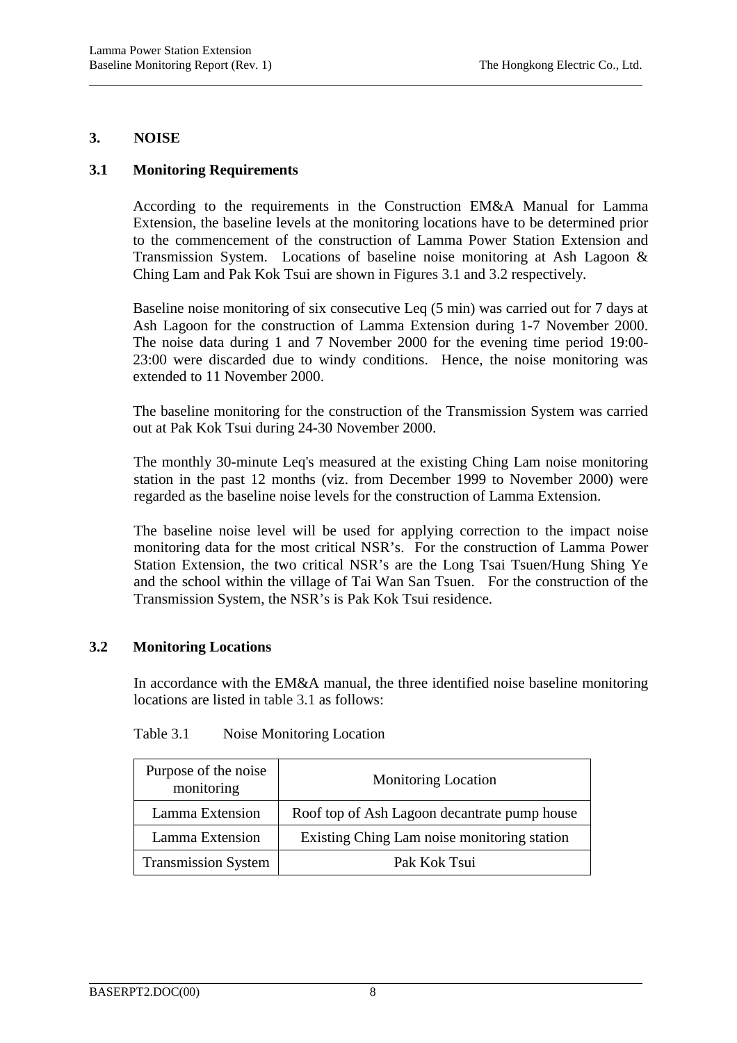## 3. NOISE

### 3.1 Monitoring Requirements

According to the requirements in the Construction EM&A Manual for Lamma Extension, the baseline levels at the monitoring locations have to be determined prior to the commencement of the construction of Lamma Power Station Extension and Transmission System. Locations of baseline noise monitoring at Ash Lagoon & Ching Lam and Pak Kok Tsui are shown in Figures 3.1 and 3.2 respectively.

Baseline noise monitoring of six consecutive Leq (5 min) was carried out for 7 days at Ash Lagoon for the construction of Lamma Extension during 1-7 November 2000. The noise data during 1 and 7 November 2000 for the evening time period 19:00-23:00 were discarded due to windy conditions. Hence, the noise monitoring was extended to 11 November 2000.

The baseline monitoring for the construction of the Transmission System was carried out at Pak Kok Tsui during 24-30 November 2000.

The monthly 30-minute Leq's measured at the existing Ching Lam noise monitoring station in the past 12 months (viz. from December 1999 to November 2000) were regarded as the baseline noise levels for the construction of Lamma Extension.

The baseline noise level will be used for applying correction to the impact noise monitoring data for the most critical NSR's. For the construction of Lamma Power Station Extension, the two critical NSR's are the Long Tsai Tsuen/Hung Shing Ye and the school within the village of Tai Wan San Tsuen. For the construction of the Transmission System, the NSR's is Pak Kok Tsui residence.

### 3.2 Monitoring Locations

In accordance with the EM&A manual, the three identified noise baseline monitoring locations are listed in table 3.1 as follows:

Table 3.1 Noise Monitoring Location

| Purpose of the noise monitoring | Monitoring Location |
|---|---|
| Lamma Extension | Roof top of Ash Lagoon decantrate pump house |
| Lamma Extension | Existing Ching Lam noise monitoring station |
| Transmission System | Pak Kok Tsui |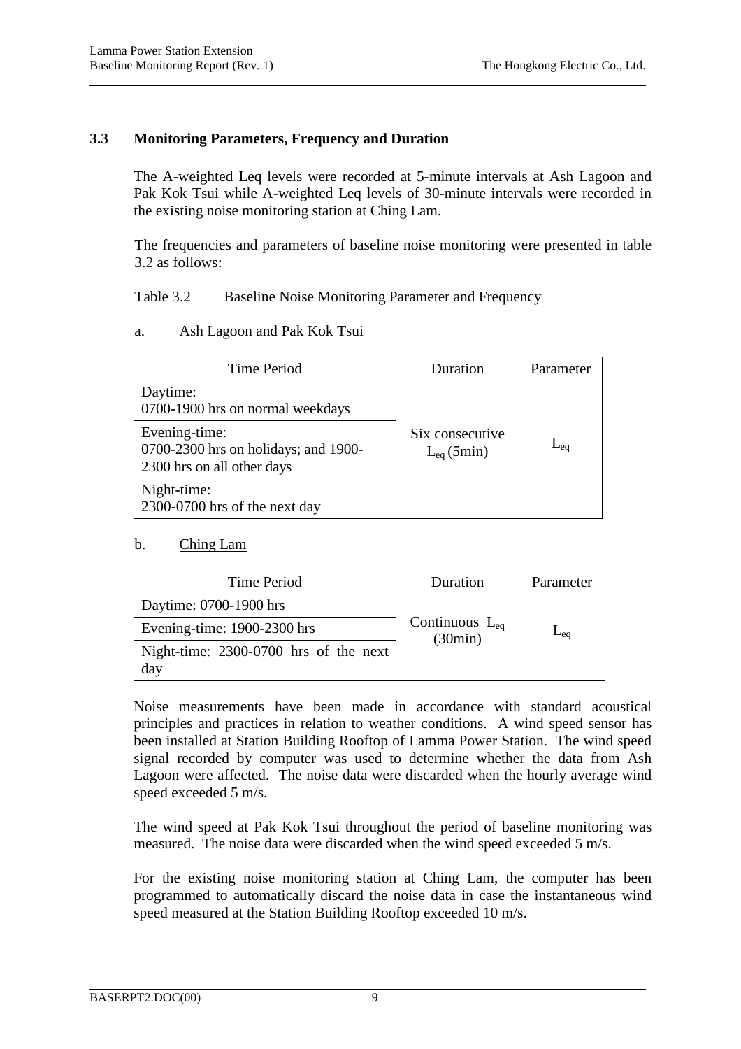### 3.3 Monitoring Parameters, Frequency and Duration

The A-weighted Leq levels were recorded at 5-minute intervals at Ash Lagoon and Pak Kok Tsui while A-weighted Leq levels of 30-minute intervals were recorded in the existing noise monitoring station at Ching Lam.

The frequencies and parameters of baseline noise monitoring were presented in table 3.2 as follows:

Table 3.2 Baseline Noise Monitoring Parameter and Frequency

a. Ash Lagoon and Pak Kok Tsui

| Time Period | Duration | Parameter |
| --- | --- | --- |
| Daytime: 0700-1900 hrs on normal weekdays | Six consecutive $L_{eq}$ (5min) | $L_{eq}$ |
| Evening-time: 0700-2300 hrs on holidays; and 1900-2300 hrs on all other days | | |
| Night-time: 2300-0700 hrs of the next day | | |

b. Ching Lam

| Time Period | Duration | Parameter |
| --- | --- | --- |
| Daytime: 0700-1900 hrs | Continuous $L_{eq}$ (30min) | $L_{eq}$ |
| Evening-time: 1900-2300 hrs | | |
| Night-time: 2300-0700 hrs of the next day | | |

Noise measurements have been made in accordance with standard acoustical principles and practices in relation to weather conditions. A wind speed sensor has been installed at Station Building Rooftop of Lamma Power Station. The wind speed signal recorded by computer was used to determine whether the data from Ash Lagoon were affected. The noise data were discarded when the hourly average wind speed exceeded 5 m/s.

The wind speed at Pak Kok Tsui throughout the period of baseline monitoring was measured. The noise data were discarded when the wind speed exceeded 5 m/s.

For the existing noise monitoring station at Ching Lam, the computer has been programmed to automatically discard the noise data in case the instantaneous wind speed measured at the Station Building Rooftop exceeded 10 m/s.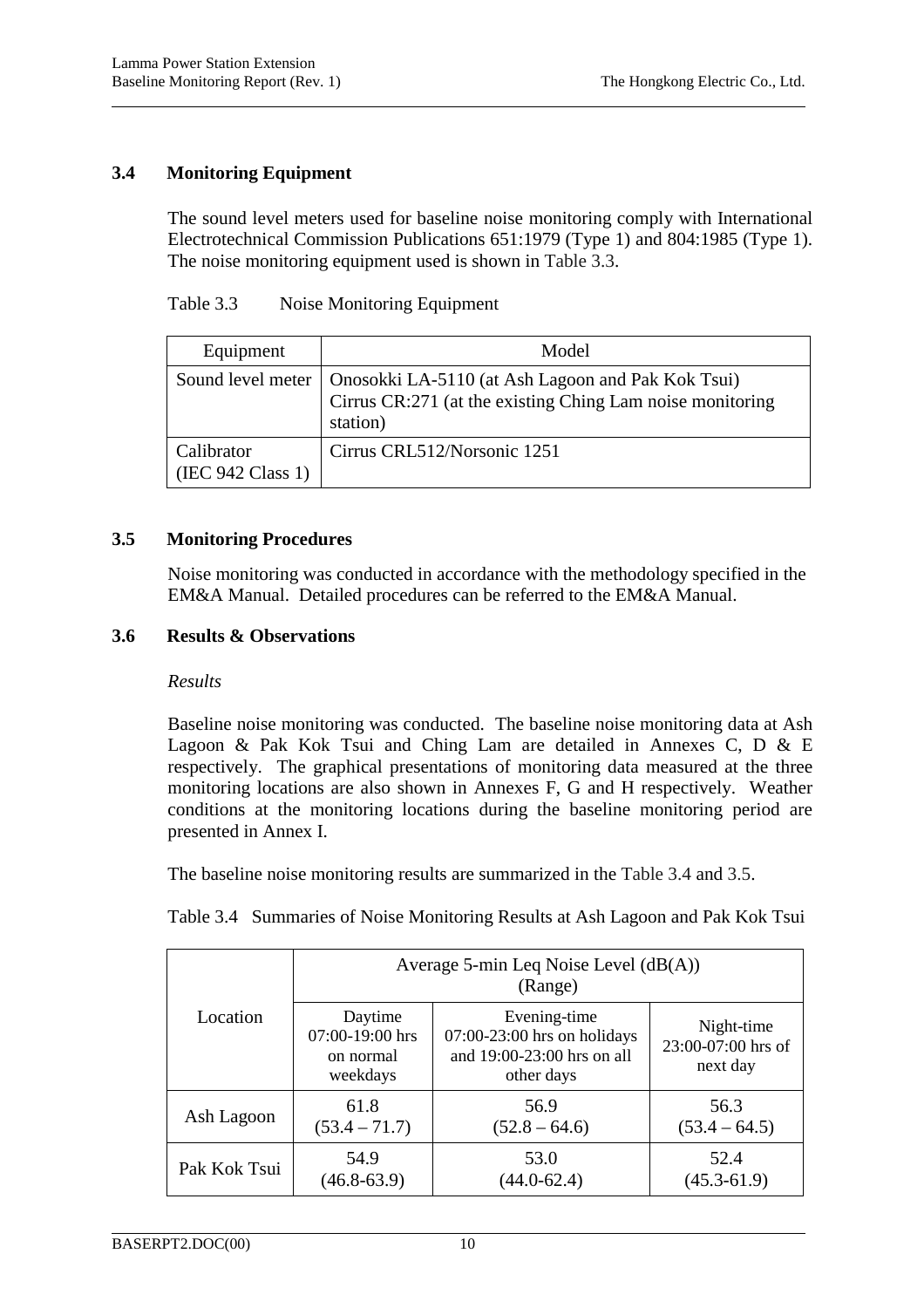### 3.4 Monitoring Equipment

The sound level meters used for baseline noise monitoring comply with International Electrotechnical Commission Publications 651:1979 (Type 1) and 804:1985 (Type 1). The noise monitoring equipment used is shown in Table 3.3.

Table 3.3 Noise Monitoring Equipment

| Equipment | Model |
|---|---|
| Sound level meter | Onosokki LA-5110 (at Ash Lagoon and Pak Kok Tsui)<br>Cirrus CR:271 (at the existing Ching Lam noise monitoring station) |
| Calibrator (IEC 942 Class 1) | Cirrus CRL512/Norsonic 1251 |

### 3.5 Monitoring Procedures

Noise monitoring was conducted in accordance with the methodology specified in the EM&A Manual. Detailed procedures can be referred to the EM&A Manual.

### 3.6 Results & Observations

*Results*

Baseline noise monitoring was conducted. The baseline noise monitoring data at Ash Lagoon & Pak Kok Tsui and Ching Lam are detailed in Annexes C, D & E respectively. The graphical presentations of monitoring data measured at the three monitoring locations are also shown in Annexes F, G and H respectively. Weather conditions at the monitoring locations during the baseline monitoring period are presented in Annex I.

The baseline noise monitoring results are summarized in the Table 3.4 and 3.5.

Table 3.4 Summaries of Noise Monitoring Results at Ash Lagoon and Pak Kok Tsui

| Location | Average 5-min Leq Noise Level (dB(A)) (Range) | | |
|---|---|---|---|
| | Daytime 07:00-19:00 hrs on normal weekdays | Evening-time 07:00-23:00 hrs on holidays and 19:00-23:00 hrs on all other days | Night-time 23:00-07:00 hrs of next day |
| Ash Lagoon | 61.8 (53.4 – 71.7) | 56.9 (52.8 – 64.6) | 56.3 (53.4 – 64.5) |
| Pak Kok Tsui | 54.9 (46.8-63.9) | 53.0 (44.0-62.4) | 52.4 (45.3-61.9) |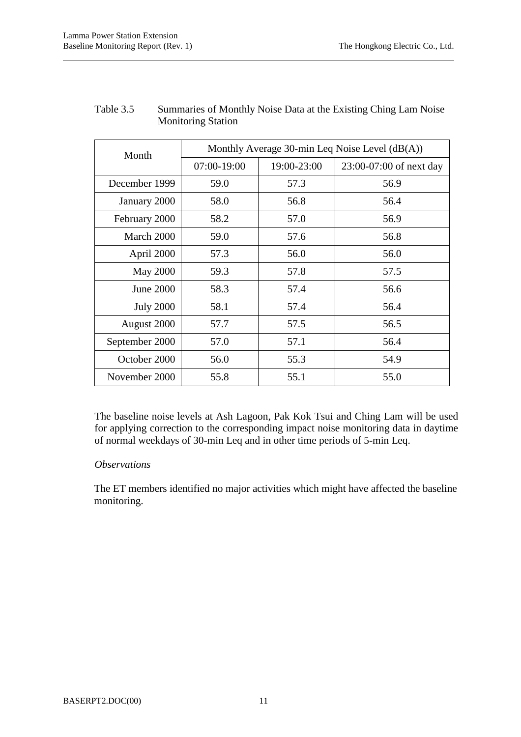Table 3.5 Summaries of Monthly Noise Data at the Existing Ching Lam Noise Monitoring Station

| Month | Monthly Average 30-min Leq Noise Level (dB(A)) | | |
|---|---|---|---|
| | 07:00-19:00 | 19:00-23:00 | 23:00-07:00 of next day |
| December 1999 | 59.0 | 57.3 | 56.9 |
| January 2000 | 58.0 | 56.8 | 56.4 |
| February 2000 | 58.2 | 57.0 | 56.9 |
| March 2000 | 59.0 | 57.6 | 56.8 |
| April 2000 | 57.3 | 56.0 | 56.0 |
| May 2000 | 59.3 | 57.8 | 57.5 |
| June 2000 | 58.3 | 57.4 | 56.6 |
| July 2000 | 58.1 | 57.4 | 56.4 |
| August 2000 | 57.7 | 57.5 | 56.5 |
| September 2000 | 57.0 | 57.1 | 56.4 |
| October 2000 | 56.0 | 55.3 | 54.9 |
| November 2000 | 55.8 | 55.1 | 55.0 |

The baseline noise levels at Ash Lagoon, Pak Kok Tsui and Ching Lam will be used for applying correction to the corresponding impact noise monitoring data in daytime of normal weekdays of 30-min Leq and in other time periods of 5-min Leq.

*Observations*

The ET members identified no major activities which might have affected the baseline monitoring.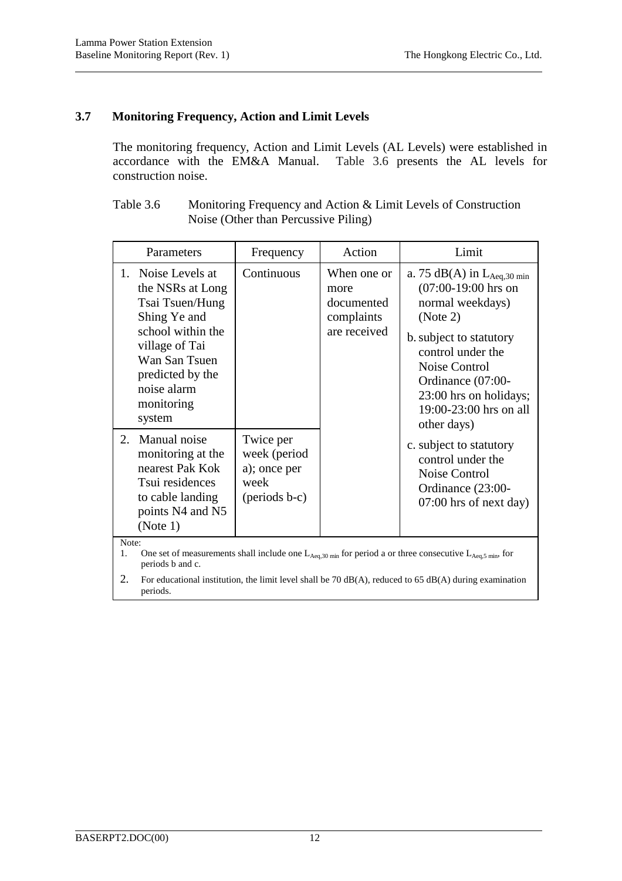### 3.7 Monitoring Frequency, Action and Limit Levels

The monitoring frequency, Action and Limit Levels (AL Levels) were established in accordance with the EM&A Manual. Table 3.6 presents the AL levels for construction noise.

Table 3.6 Monitoring Frequency and Action & Limit Levels of Construction Noise (Other than Percussive Piling)

| Parameters | Frequency | Action | Limit |
|---|---|---|---|
| 1. Noise Levels at the NSRs at Long Tsai Tsuen/Hung Shing Ye and school within the village of Tai Wan San Tsuen predicted by the noise alarm monitoring system | Continuous | When one or more documented complaints are received | a. 75 dB(A) in $L_{Aeq,30\ min}$ (07:00-19:00 hrs on normal weekdays) (Note 2)<br>b. subject to statutory control under the Noise Control Ordinance (07:00-23:00 hrs on holidays; 19:00-23:00 hrs on all other days)<br>c. subject to statutory control under the Noise Control Ordinance (23:00-07:00 hrs of next day) |
| 2. Manual noise monitoring at the nearest Pak Kok Tsui residences to cable landing points N4 and N5 (Note 1) | Twice per week (period a); once per week (periods b-c) | | |

Note:

1. One set of measurements shall include one $L_{Aeq,30\ min}$ for period a or three consecutive $L_{Aeq,5\ min}$, for periods b and c.
2. For educational institution, the limit level shall be 70 dB(A), reduced to 65 dB(A) during examination periods.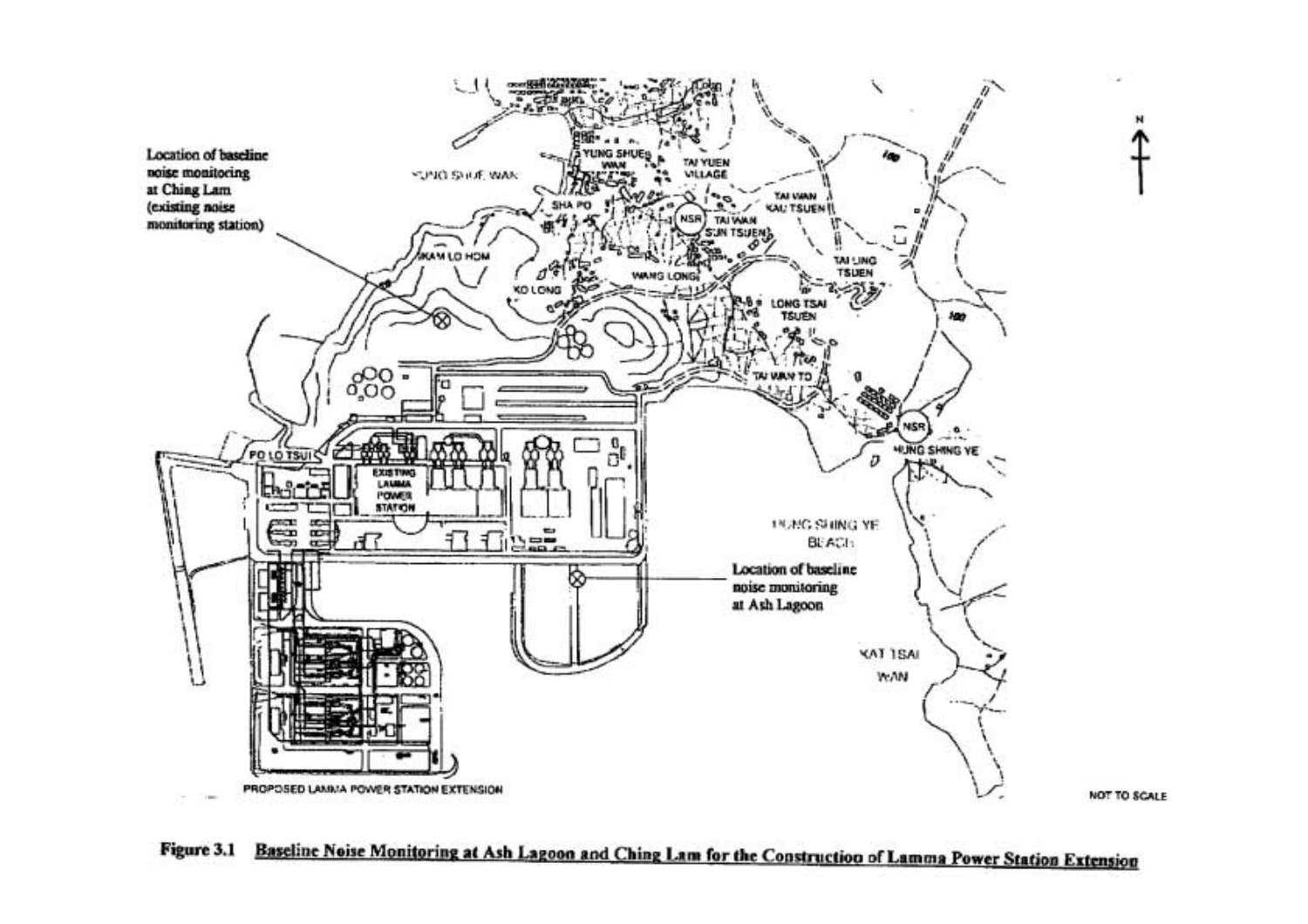Location of baseline noise monitoring at Ching Lam (existing noise monitoring station)

YUNG SHUE WAN

YUNG SHUE WAN

TAI YUEN VILLAGE

SHA PO

NSR

TAI WAN SUN TSUEN

TAI WAN KAU TSUEN

KAM LO HOM

KO LONG

WANG LONG

TAI LING TSUEN

LONG TSAI TSUEN

TAI WAN TO

NSR

HUNG SHING YE

PO LO TSUI

EXISTING LAMMA POWER STATION

HUNG SHING YE BEACH

Location of baseline noise monitoring at Ash Lagoon

KAT TSAI WAN

PROPOSED LAMMA POWER STATION EXTENSION

N

NOT TO SCALE

**Figure 3.1** Baseline Noise Monitoring at Ash Lagoon and Ching Lam for the Construction of Lamma Power Station Extension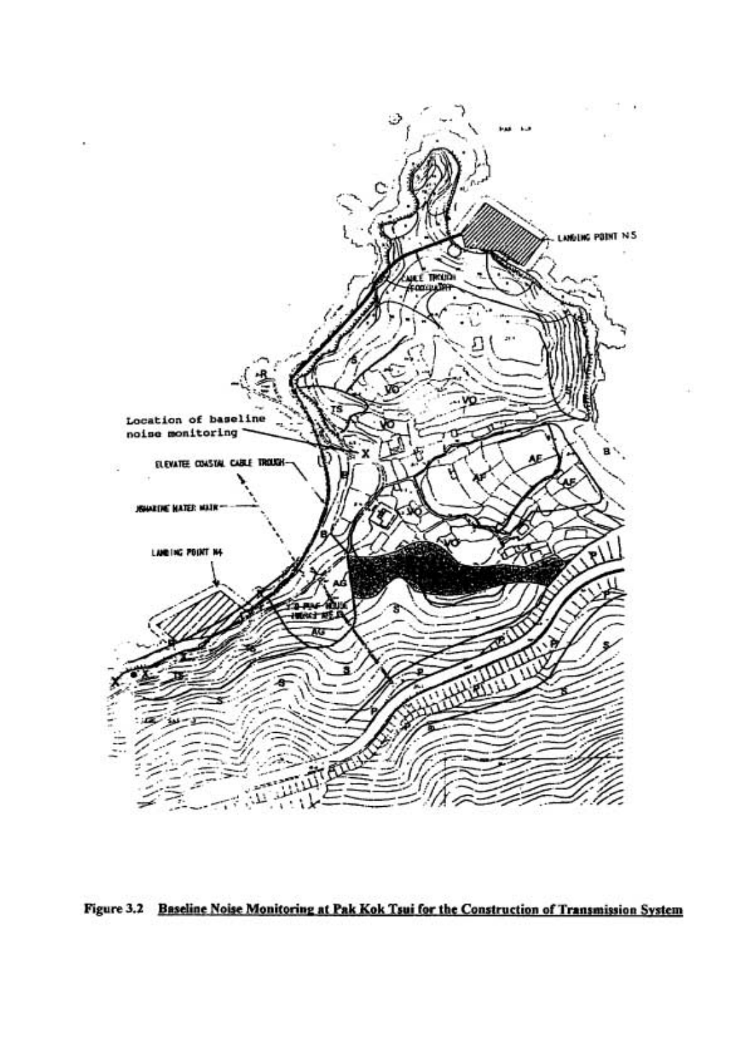LANDING POINT N5

CABLE TROUGH (FOOTPATH)

Location of baseline noise monitoring

ELEVATED COASTAL CABLE TROUGH

SUBMARINE WATER MAIN

LANDING POINT N4

**Figure 3.2 Baseline Noise Monitoring at Pak Kok Tsui for the Construction of Transmission System**